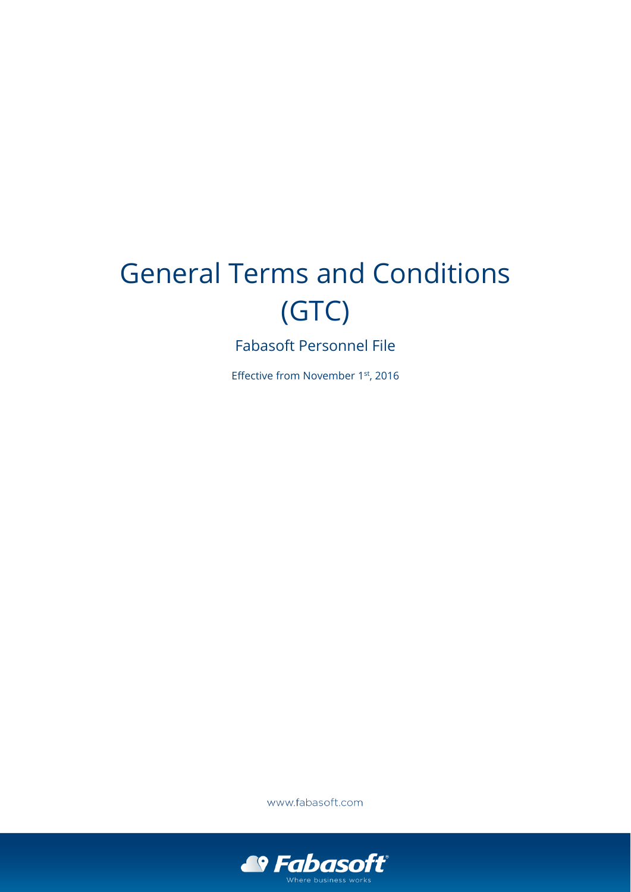# General Terms and Conditions (GTC)

## Fabasoft Personnel File

Effective from November 1st, 2016

www.fabasoft.com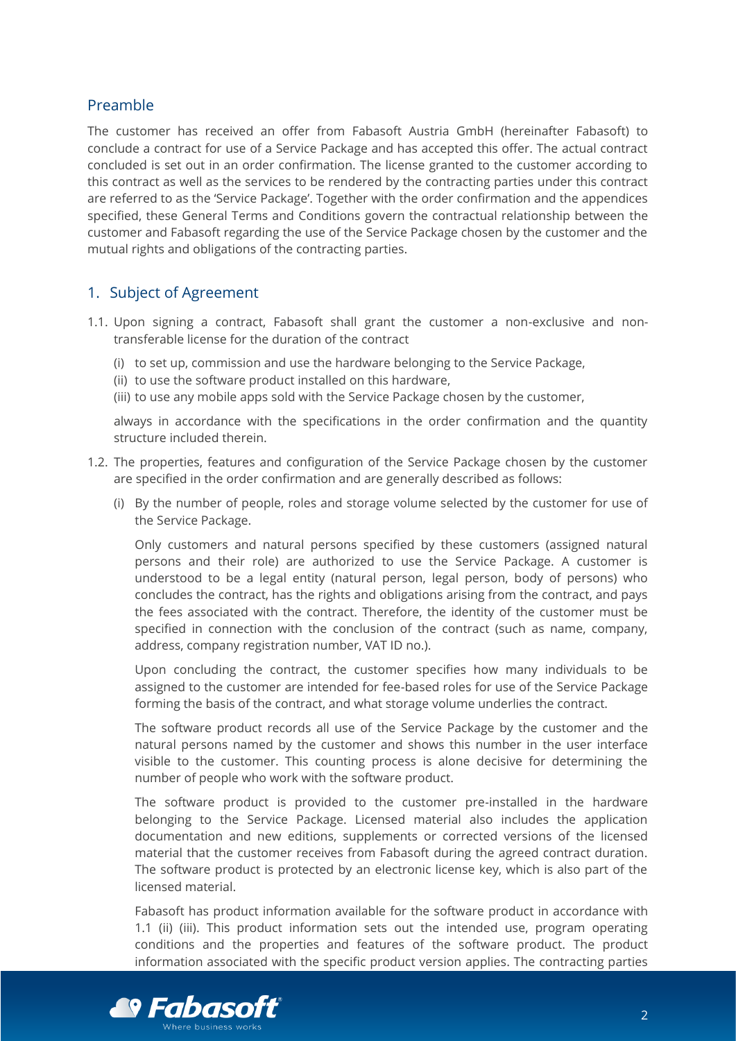## Preamble

The customer has received an offer from Fabasoft Austria GmbH (hereinafter Fabasoft) to conclude a contract for use of a Service Package and has accepted this offer. The actual contract concluded is set out in an order confirmation. The license granted to the customer according to this contract as well as the services to be rendered by the contracting parties under this contract are referred to as the 'Service Package'. Together with the order confirmation and the appendices specified, these General Terms and Conditions govern the contractual relationship between the customer and Fabasoft regarding the use of the Service Package chosen by the customer and the mutual rights and obligations of the contracting parties.

## 1. Subject of Agreement

1.1. Upon signing a contract, Fabasoft shall grant the customer a non-exclusive and non-transferable license for the duration of the contract

(i) to set up, commission and use the hardware belonging to the Service Package,
(ii) to use the software product installed on this hardware,
(iii) to use any mobile apps sold with the Service Package chosen by the customer,

always in accordance with the specifications in the order confirmation and the quantity structure included therein.

1.2. The properties, features and configuration of the Service Package chosen by the customer are specified in the order confirmation and are generally described as follows:

(i) By the number of people, roles and storage volume selected by the customer for use of the Service Package.

Only customers and natural persons specified by these customers (assigned natural persons and their role) are authorized to use the Service Package. A customer is understood to be a legal entity (natural person, legal person, body of persons) who concludes the contract, has the rights and obligations arising from the contract, and pays the fees associated with the contract. Therefore, the identity of the customer must be specified in connection with the conclusion of the contract (such as name, company, address, company registration number, VAT ID no.).

Upon concluding the contract, the customer specifies how many individuals to be assigned to the customer are intended for fee-based roles for use of the Service Package forming the basis of the contract, and what storage volume underlies the contract.

The software product records all use of the Service Package by the customer and the natural persons named by the customer and shows this number in the user interface visible to the customer. This counting process is alone decisive for determining the number of people who work with the software product.

The software product is provided to the customer pre-installed in the hardware belonging to the Service Package. Licensed material also includes the application documentation and new editions, supplements or corrected versions of the licensed material that the customer receives from Fabasoft during the agreed contract duration. The software product is protected by an electronic license key, which is also part of the licensed material.

Fabasoft has product information available for the software product in accordance with 1.1 (ii) (iii). This product information sets out the intended use, program operating conditions and the properties and features of the software product. The product information associated with the specific product version applies. The contracting parties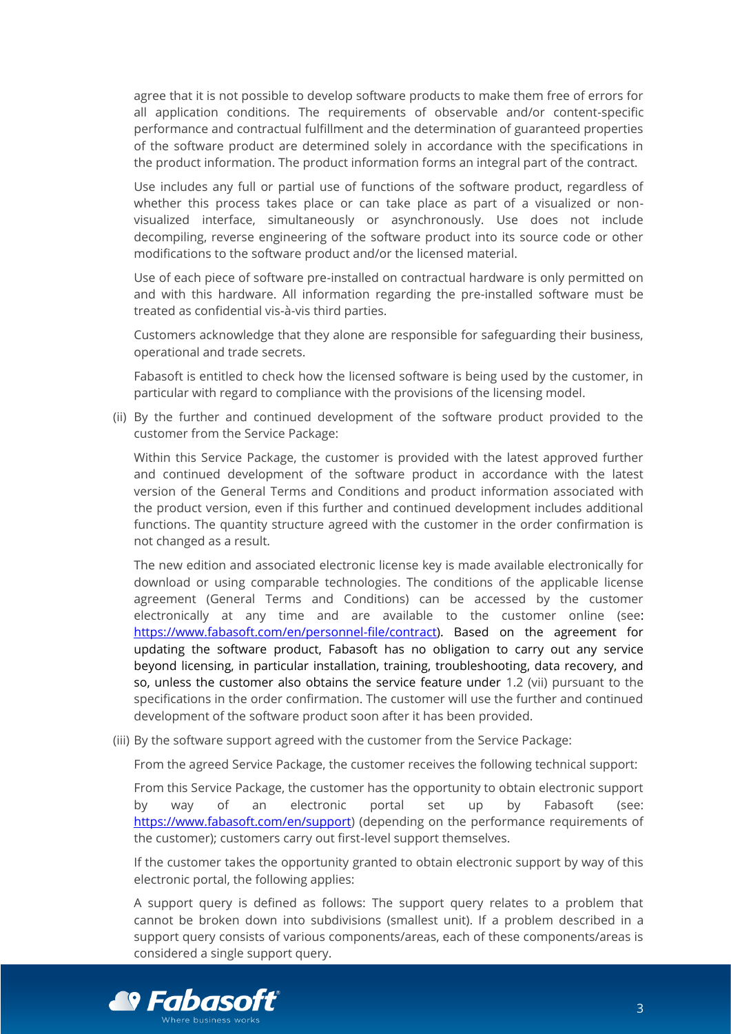agree that it is not possible to develop software products to make them free of errors for all application conditions. The requirements of observable and/or content-specific performance and contractual fulfillment and the determination of guaranteed properties of the software product are determined solely in accordance with the specifications in the product information. The product information forms an integral part of the contract.

Use includes any full or partial use of functions of the software product, regardless of whether this process takes place or can take place as part of a visualized or non-visualized interface, simultaneously or asynchronously. Use does not include decompiling, reverse engineering of the software product into its source code or other modifications to the software product and/or the licensed material.

Use of each piece of software pre-installed on contractual hardware is only permitted on and with this hardware. All information regarding the pre-installed software must be treated as confidential vis-à-vis third parties.

Customers acknowledge that they alone are responsible for safeguarding their business, operational and trade secrets.

Fabasoft is entitled to check how the licensed software is being used by the customer, in particular with regard to compliance with the provisions of the licensing model.

(ii) By the further and continued development of the software product provided to the customer from the Service Package:

Within this Service Package, the customer is provided with the latest approved further and continued development of the software product in accordance with the latest version of the General Terms and Conditions and product information associated with the product version, even if this further and continued development includes additional functions. The quantity structure agreed with the customer in the order confirmation is not changed as a result.

The new edition and associated electronic license key is made available electronically for download or using comparable technologies. The conditions of the applicable license agreement (General Terms and Conditions) can be accessed by the customer electronically at any time and are available to the customer online (see: [https://www.fabasoft.com/en/personnel-file/contract](https://www.fabasoft.com/en/personnel-file/contract)). Based on the agreement for updating the software product, Fabasoft has no obligation to carry out any service beyond licensing, in particular installation, training, troubleshooting, data recovery, and so, unless the customer also obtains the service feature under 1.2 (vii) pursuant to the specifications in the order confirmation. The customer will use the further and continued development of the software product soon after it has been provided.

(iii) By the software support agreed with the customer from the Service Package:

From the agreed Service Package, the customer receives the following technical support:

From this Service Package, the customer has the opportunity to obtain electronic support by way of an electronic portal set up by Fabasoft (see: [https://www.fabasoft.com/en/support](https://www.fabasoft.com/en/support)) (depending on the performance requirements of the customer); customers carry out first-level support themselves.

If the customer takes the opportunity granted to obtain electronic support by way of this electronic portal, the following applies:

A support query is defined as follows: The support query relates to a problem that cannot be broken down into subdivisions (smallest unit). If a problem described in a support query consists of various components/areas, each of these components/areas is considered a single support query.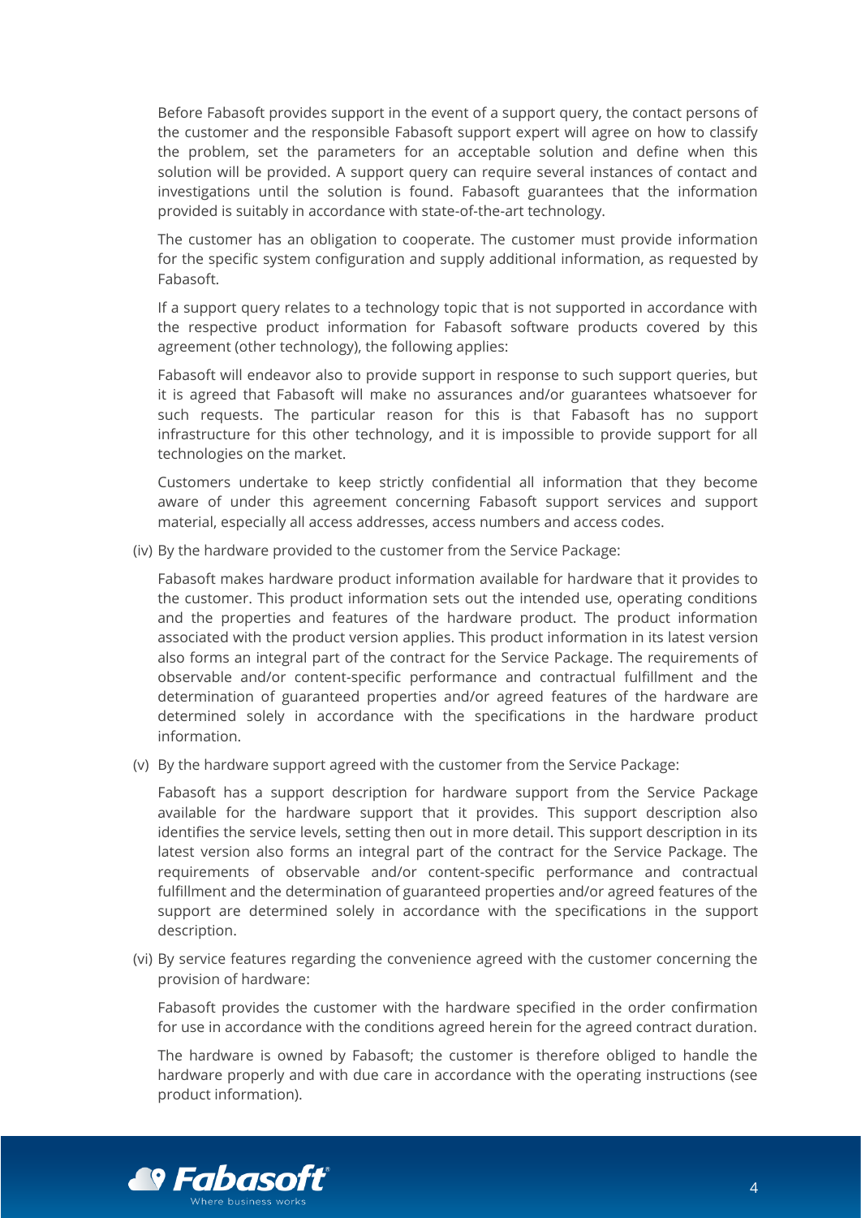Before Fabasoft provides support in the event of a support query, the contact persons of the customer and the responsible Fabasoft support expert will agree on how to classify the problem, set the parameters for an acceptable solution and define when this solution will be provided. A support query can require several instances of contact and investigations until the solution is found. Fabasoft guarantees that the information provided is suitably in accordance with state-of-the-art technology.

The customer has an obligation to cooperate. The customer must provide information for the specific system configuration and supply additional information, as requested by Fabasoft.

If a support query relates to a technology topic that is not supported in accordance with the respective product information for Fabasoft software products covered by this agreement (other technology), the following applies:

Fabasoft will endeavor also to provide support in response to such support queries, but it is agreed that Fabasoft will make no assurances and/or guarantees whatsoever for such requests. The particular reason for this is that Fabasoft has no support infrastructure for this other technology, and it is impossible to provide support for all technologies on the market.

Customers undertake to keep strictly confidential all information that they become aware of under this agreement concerning Fabasoft support services and support material, especially all access addresses, access numbers and access codes.

(iv) By the hardware provided to the customer from the Service Package:

Fabasoft makes hardware product information available for hardware that it provides to the customer. This product information sets out the intended use, operating conditions and the properties and features of the hardware product. The product information associated with the product version applies. This product information in its latest version also forms an integral part of the contract for the Service Package. The requirements of observable and/or content-specific performance and contractual fulfillment and the determination of guaranteed properties and/or agreed features of the hardware are determined solely in accordance with the specifications in the hardware product information.

(v) By the hardware support agreed with the customer from the Service Package:

Fabasoft has a support description for hardware support from the Service Package available for the hardware support that it provides. This support description also identifies the service levels, setting then out in more detail. This support description in its latest version also forms an integral part of the contract for the Service Package. The requirements of observable and/or content-specific performance and contractual fulfillment and the determination of guaranteed properties and/or agreed features of the support are determined solely in accordance with the specifications in the support description.

(vi) By service features regarding the convenience agreed with the customer concerning the provision of hardware:

Fabasoft provides the customer with the hardware specified in the order confirmation for use in accordance with the conditions agreed herein for the agreed contract duration.

The hardware is owned by Fabasoft; the customer is therefore obliged to handle the hardware properly and with due care in accordance with the operating instructions (see product information).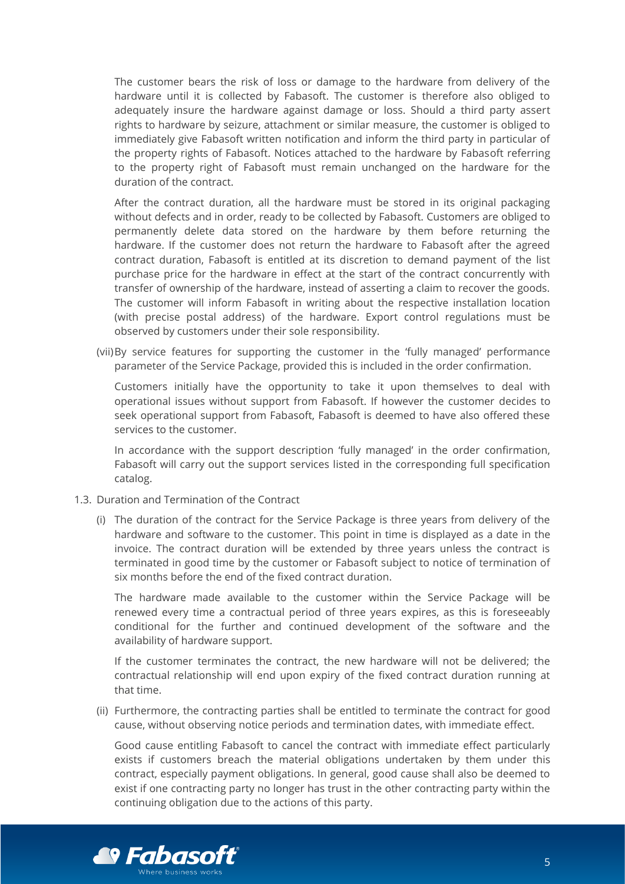The customer bears the risk of loss or damage to the hardware from delivery of the hardware until it is collected by Fabasoft. The customer is therefore also obliged to adequately insure the hardware against damage or loss. Should a third party assert rights to hardware by seizure, attachment or similar measure, the customer is obliged to immediately give Fabasoft written notification and inform the third party in particular of the property rights of Fabasoft. Notices attached to the hardware by Fabasoft referring to the property right of Fabasoft must remain unchanged on the hardware for the duration of the contract.

After the contract duration, all the hardware must be stored in its original packaging without defects and in order, ready to be collected by Fabasoft. Customers are obliged to permanently delete data stored on the hardware by them before returning the hardware. If the customer does not return the hardware to Fabasoft after the agreed contract duration, Fabasoft is entitled at its discretion to demand payment of the list purchase price for the hardware in effect at the start of the contract concurrently with transfer of ownership of the hardware, instead of asserting a claim to recover the goods. The customer will inform Fabasoft in writing about the respective installation location (with precise postal address) of the hardware. Export control regulations must be observed by customers under their sole responsibility.

(vii) By service features for supporting the customer in the 'fully managed' performance parameter of the Service Package, provided this is included in the order confirmation.

Customers initially have the opportunity to take it upon themselves to deal with operational issues without support from Fabasoft. If however the customer decides to seek operational support from Fabasoft, Fabasoft is deemed to have also offered these services to the customer.

In accordance with the support description 'fully managed' in the order confirmation, Fabasoft will carry out the support services listed in the corresponding full specification catalog.

1.3. Duration and Termination of the Contract

(i) The duration of the contract for the Service Package is three years from delivery of the hardware and software to the customer. This point in time is displayed as a date in the invoice. The contract duration will be extended by three years unless the contract is terminated in good time by the customer or Fabasoft subject to notice of termination of six months before the end of the fixed contract duration.

The hardware made available to the customer within the Service Package will be renewed every time a contractual period of three years expires, as this is foreseeably conditional for the further and continued development of the software and the availability of hardware support.

If the customer terminates the contract, the new hardware will not be delivered; the contractual relationship will end upon expiry of the fixed contract duration running at that time.

(ii) Furthermore, the contracting parties shall be entitled to terminate the contract for good cause, without observing notice periods and termination dates, with immediate effect.

Good cause entitling Fabasoft to cancel the contract with immediate effect particularly exists if customers breach the material obligations undertaken by them under this contract, especially payment obligations. In general, good cause shall also be deemed to exist if one contracting party no longer has trust in the other contracting party within the continuing obligation due to the actions of this party.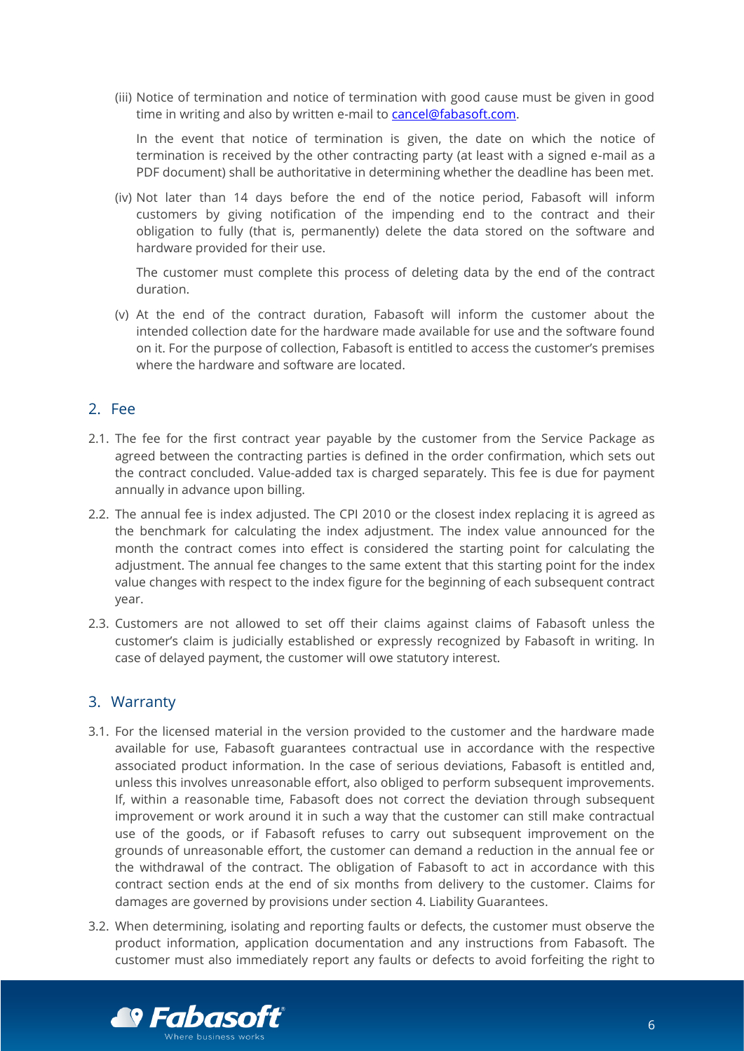(iii) Notice of termination and notice of termination with good cause must be given in good time in writing and also by written e-mail to [cancel@fabasoft.com](mailto:cancel@fabasoft.com).

In the event that notice of termination is given, the date on which the notice of termination is received by the other contracting party (at least with a signed e-mail as a PDF document) shall be authoritative in determining whether the deadline has been met.

(iv) Not later than 14 days before the end of the notice period, Fabasoft will inform customers by giving notification of the impending end to the contract and their obligation to fully (that is, permanently) delete the data stored on the software and hardware provided for their use.

The customer must complete this process of deleting data by the end of the contract duration.

(v) At the end of the contract duration, Fabasoft will inform the customer about the intended collection date for the hardware made available for use and the software found on it. For the purpose of collection, Fabasoft is entitled to access the customer's premises where the hardware and software are located.

## 2. Fee

2.1. The fee for the first contract year payable by the customer from the Service Package as agreed between the contracting parties is defined in the order confirmation, which sets out the contract concluded. Value-added tax is charged separately. This fee is due for payment annually in advance upon billing.

2.2. The annual fee is index adjusted. The CPI 2010 or the closest index replacing it is agreed as the benchmark for calculating the index adjustment. The index value announced for the month the contract comes into effect is considered the starting point for calculating the adjustment. The annual fee changes to the same extent that this starting point for the index value changes with respect to the index figure for the beginning of each subsequent contract year.

2.3. Customers are not allowed to set off their claims against claims of Fabasoft unless the customer's claim is judicially established or expressly recognized by Fabasoft in writing. In case of delayed payment, the customer will owe statutory interest.

## 3. Warranty

3.1. For the licensed material in the version provided to the customer and the hardware made available for use, Fabasoft guarantees contractual use in accordance with the respective associated product information. In the case of serious deviations, Fabasoft is entitled and, unless this involves unreasonable effort, also obliged to perform subsequent improvements. If, within a reasonable time, Fabasoft does not correct the deviation through subsequent improvement or work around it in such a way that the customer can still make contractual use of the goods, or if Fabasoft refuses to carry out subsequent improvement on the grounds of unreasonable effort, the customer can demand a reduction in the annual fee or the withdrawal of the contract. The obligation of Fabasoft to act in accordance with this contract section ends at the end of six months from delivery to the customer. Claims for damages are governed by provisions under section 4. Liability Guarantees.

3.2. When determining, isolating and reporting faults or defects, the customer must observe the product information, application documentation and any instructions from Fabasoft. The customer must also immediately report any faults or defects to avoid forfeiting the right to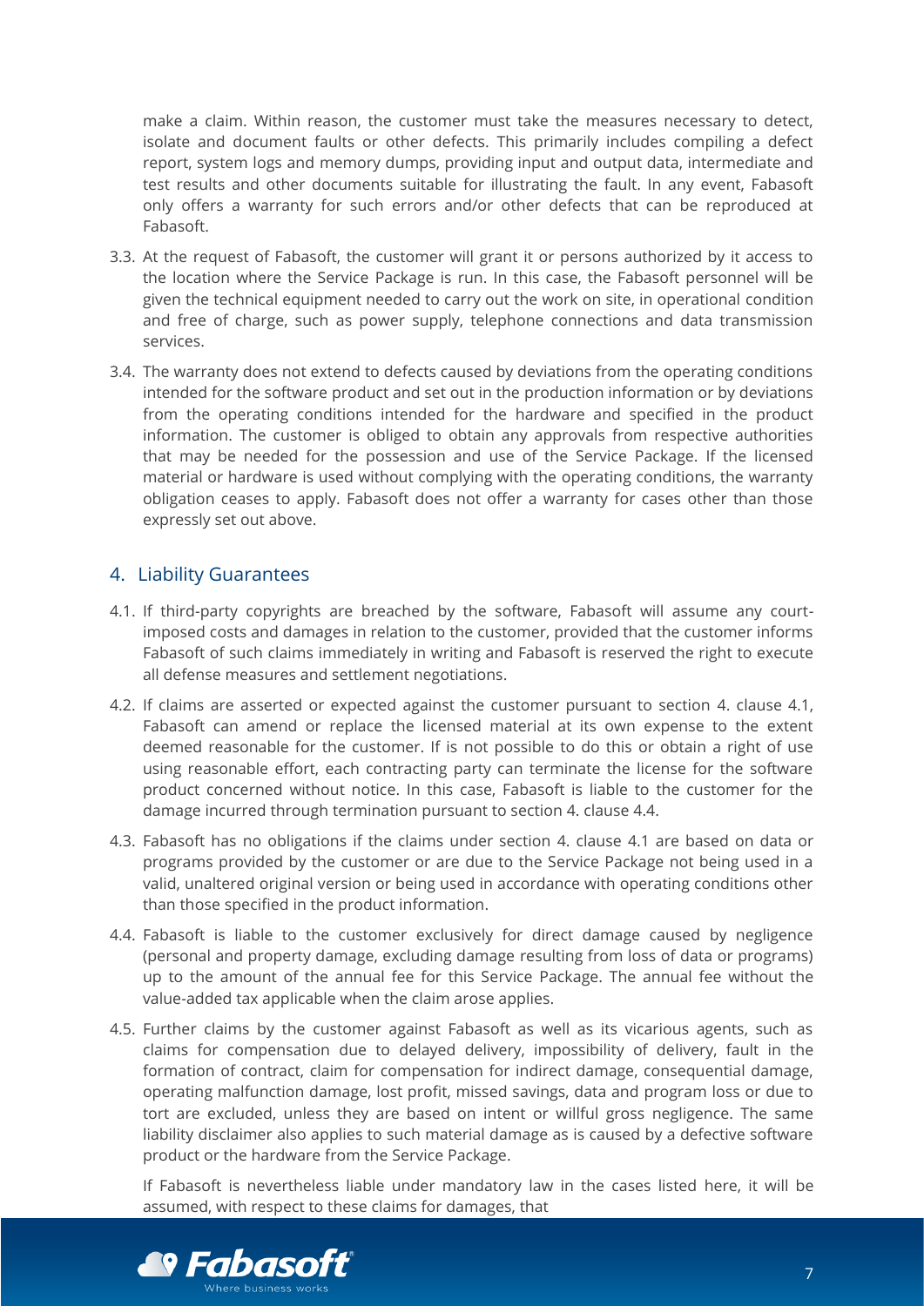make a claim. Within reason, the customer must take the measures necessary to detect, isolate and document faults or other defects. This primarily includes compiling a defect report, system logs and memory dumps, providing input and output data, intermediate and test results and other documents suitable for illustrating the fault. In any event, Fabasoft only offers a warranty for such errors and/or other defects that can be reproduced at Fabasoft.

3.3. At the request of Fabasoft, the customer will grant it or persons authorized by it access to the location where the Service Package is run. In this case, the Fabasoft personnel will be given the technical equipment needed to carry out the work on site, in operational condition and free of charge, such as power supply, telephone connections and data transmission services.

3.4. The warranty does not extend to defects caused by deviations from the operating conditions intended for the software product and set out in the production information or by deviations from the operating conditions intended for the hardware and specified in the product information. The customer is obliged to obtain any approvals from respective authorities that may be needed for the possession and use of the Service Package. If the licensed material or hardware is used without complying with the operating conditions, the warranty obligation ceases to apply. Fabasoft does not offer a warranty for cases other than those expressly set out above.

## 4. Liability Guarantees

4.1. If third-party copyrights are breached by the software, Fabasoft will assume any court-imposed costs and damages in relation to the customer, provided that the customer informs Fabasoft of such claims immediately in writing and Fabasoft is reserved the right to execute all defense measures and settlement negotiations.

4.2. If claims are asserted or expected against the customer pursuant to section 4. clause 4.1, Fabasoft can amend or replace the licensed material at its own expense to the extent deemed reasonable for the customer. If is not possible to do this or obtain a right of use using reasonable effort, each contracting party can terminate the license for the software product concerned without notice. In this case, Fabasoft is liable to the customer for the damage incurred through termination pursuant to section 4. clause 4.4.

4.3. Fabasoft has no obligations if the claims under section 4. clause 4.1 are based on data or programs provided by the customer or are due to the Service Package not being used in a valid, unaltered original version or being used in accordance with operating conditions other than those specified in the product information.

4.4. Fabasoft is liable to the customer exclusively for direct damage caused by negligence (personal and property damage, excluding damage resulting from loss of data or programs) up to the amount of the annual fee for this Service Package. The annual fee without the value-added tax applicable when the claim arose applies.

4.5. Further claims by the customer against Fabasoft as well as its vicarious agents, such as claims for compensation due to delayed delivery, impossibility of delivery, fault in the formation of contract, claim for compensation for indirect damage, consequential damage, operating malfunction damage, lost profit, missed savings, data and program loss or due to tort are excluded, unless they are based on intent or willful gross negligence. The same liability disclaimer also applies to such material damage as is caused by a defective software product or the hardware from the Service Package.

If Fabasoft is nevertheless liable under mandatory law in the cases listed here, it will be assumed, with respect to these claims for damages, that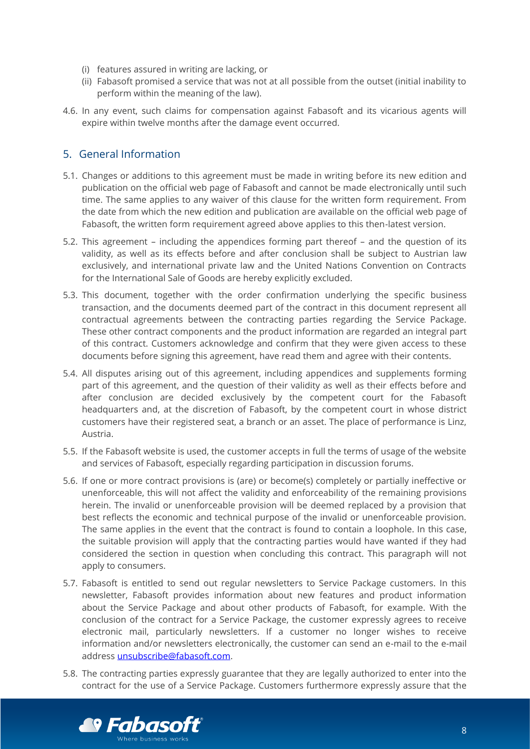(i) features assured in writing are lacking, or
(ii) Fabasoft promised a service that was not at all possible from the outset (initial inability to perform within the meaning of the law).

4.6. In any event, such claims for compensation against Fabasoft and its vicarious agents will expire within twelve months after the damage event occurred.

## 5. General Information

5.1. Changes or additions to this agreement must be made in writing before its new edition and publication on the official web page of Fabasoft and cannot be made electronically until such time. The same applies to any waiver of this clause for the written form requirement. From the date from which the new edition and publication are available on the official web page of Fabasoft, the written form requirement agreed above applies to this then-latest version.

5.2. This agreement – including the appendices forming part thereof – and the question of its validity, as well as its effects before and after conclusion shall be subject to Austrian law exclusively, and international private law and the United Nations Convention on Contracts for the International Sale of Goods are hereby explicitly excluded.

5.3. This document, together with the order confirmation underlying the specific business transaction, and the documents deemed part of the contract in this document represent all contractual agreements between the contracting parties regarding the Service Package. These other contract components and the product information are regarded an integral part of this contract. Customers acknowledge and confirm that they were given access to these documents before signing this agreement, have read them and agree with their contents.

5.4. All disputes arising out of this agreement, including appendices and supplements forming part of this agreement, and the question of their validity as well as their effects before and after conclusion are decided exclusively by the competent court for the Fabasoft headquarters and, at the discretion of Fabasoft, by the competent court in whose district customers have their registered seat, a branch or an asset. The place of performance is Linz, Austria.

5.5. If the Fabasoft website is used, the customer accepts in full the terms of usage of the website and services of Fabasoft, especially regarding participation in discussion forums.

5.6. If one or more contract provisions is (are) or become(s) completely or partially ineffective or unenforceable, this will not affect the validity and enforceability of the remaining provisions herein. The invalid or unenforceable provision will be deemed replaced by a provision that best reflects the economic and technical purpose of the invalid or unenforceable provision. The same applies in the event that the contract is found to contain a loophole. In this case, the suitable provision will apply that the contracting parties would have wanted if they had considered the section in question when concluding this contract. This paragraph will not apply to consumers.

5.7. Fabasoft is entitled to send out regular newsletters to Service Package customers. In this newsletter, Fabasoft provides information about new features and product information about the Service Package and about other products of Fabasoft, for example. With the conclusion of the contract for a Service Package, the customer expressly agrees to receive electronic mail, particularly newsletters. If a customer no longer wishes to receive information and/or newsletters electronically, the customer can send an e-mail to the e-mail address unsubscribe@fabasoft.com.

5.8. The contracting parties expressly guarantee that they are legally authorized to enter into the contract for the use of a Service Package. Customers furthermore expressly assure that the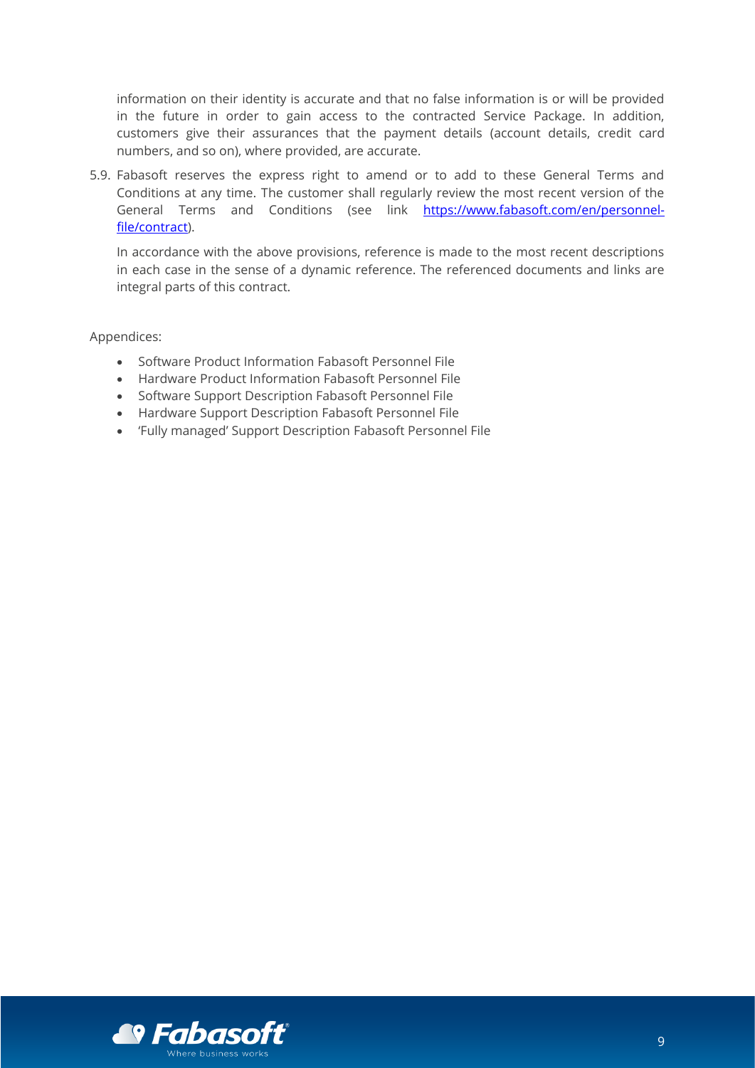information on their identity is accurate and that no false information is or will be provided in the future in order to gain access to the contracted Service Package. In addition, customers give their assurances that the payment details (account details, credit card numbers, and so on), where provided, are accurate.

5.9. Fabasoft reserves the express right to amend or to add to these General Terms and Conditions at any time. The customer shall regularly review the most recent version of the General Terms and Conditions (see link [https://www.fabasoft.com/en/personnel-file/contract](https://www.fabasoft.com/en/personnel-file/contract)).

In accordance with the above provisions, reference is made to the most recent descriptions in each case in the sense of a dynamic reference. The referenced documents and links are integral parts of this contract.

Appendices:

- Software Product Information Fabasoft Personnel File
- Hardware Product Information Fabasoft Personnel File
- Software Support Description Fabasoft Personnel File
- Hardware Support Description Fabasoft Personnel File
- 'Fully managed' Support Description Fabasoft Personnel File